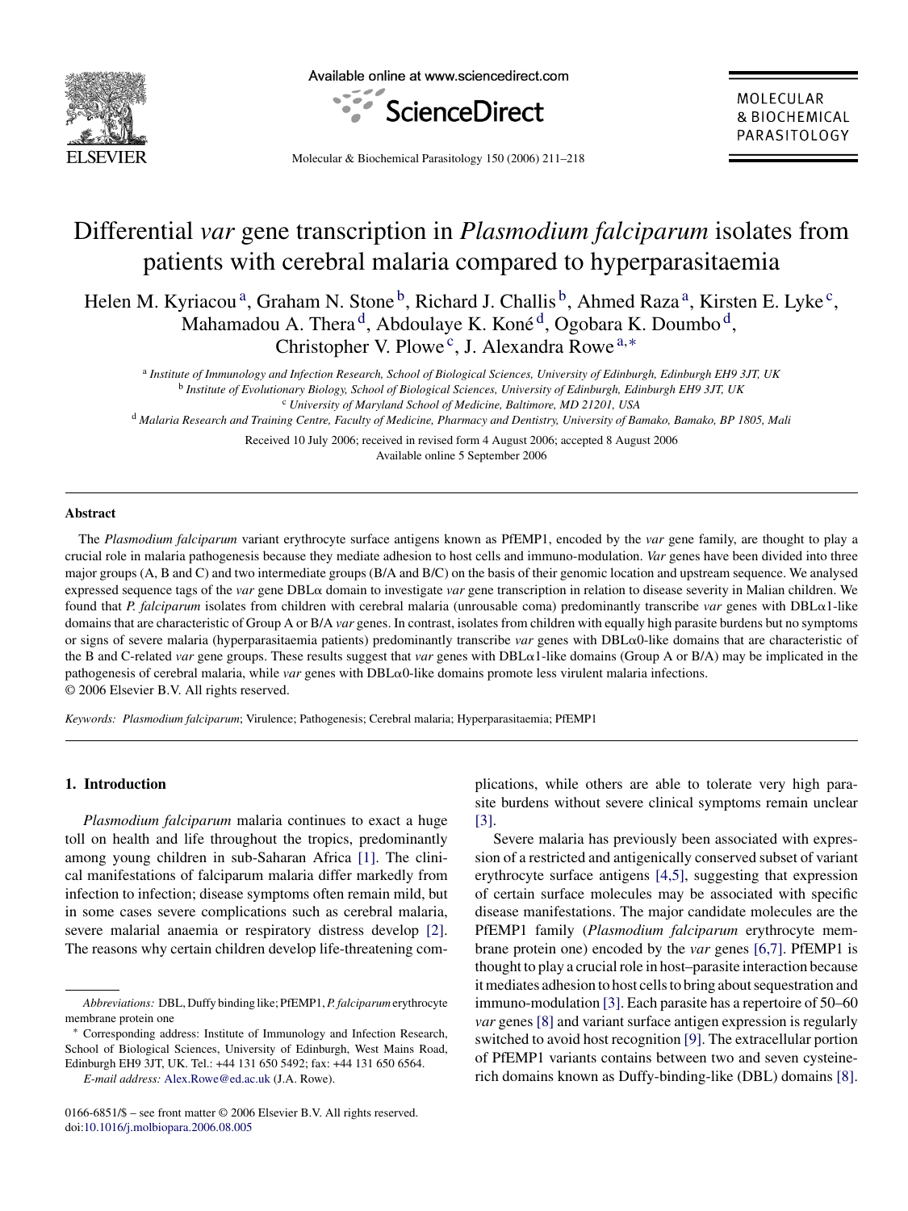# Differential *var* gene transcription in *Plasmodium falciparum* isolates from patients with cerebral malaria compared to hyperparasitaemia

Helen M. Kyriacou [a], Graham N. Stone [b], Richard J. Challis [b], Ahmed Raza [a], Kirsten E. Lyke [c], Mahamadou A. Thera [d], Abdoulaye K. Koné [d], Ogobara K. Doumbo [d], Christopher V. Plowe [c], J. Alexandra Rowe [a,*]

[a] *Institute of Immunology and Infection Research, School of Biological Sciences, University of Edinburgh, Edinburgh EH9 3JT, UK*
[b] *Institute of Evolutionary Biology, School of Biological Sciences, University of Edinburgh, Edinburgh EH9 3JT, UK*
[c] *University of Maryland School of Medicine, Baltimore, MD 21201, USA*
[d] *Malaria Research and Training Centre, Faculty of Medicine, Pharmacy and Dentistry, University of Bamako, Bamako, BP 1805, Mali*

Received 10 July 2006; received in revised form 4 August 2006; accepted 8 August 2006
Available online 5 September 2006

## Abstract

The *Plasmodium falciparum* variant erythrocyte surface antigens known as PfEMP1, encoded by the *var* gene family, are thought to play a crucial role in malaria pathogenesis because they mediate adhesion to host cells and immuno-modulation. *Var* genes have been divided into three major groups (A, B and C) and two intermediate groups (B/A and B/C) on the basis of their genomic location and upstream sequence. We analysed expressed sequence tags of the *var* gene DBLα domain to investigate *var* gene transcription in relation to disease severity in Malian children. We found that *P. falciparum* isolates from children with cerebral malaria (unrousable coma) predominantly transcribe *var* genes with DBLα1-like domains that are characteristic of Group A or B/A *var* genes. In contrast, isolates from children with equally high parasite burdens but no symptoms or signs of severe malaria (hyperparasitaemia patients) predominantly transcribe *var* genes with DBLα0-like domains that are characteristic of the B and C-related *var* gene groups. These results suggest that *var* genes with DBLα1-like domains (Group A or B/A) may be implicated in the pathogenesis of cerebral malaria, while *var* genes with DBLα0-like domains promote less virulent malaria infections.
© 2006 Elsevier B.V. All rights reserved.

*Keywords:* *Plasmodium falciparum*; Virulence; Pathogenesis; Cerebral malaria; Hyperparasitaemia; PfEMP1

## 1. Introduction

*Plasmodium falciparum* malaria continues to exact a huge toll on health and life throughout the tropics, predominantly among young children in sub-Saharan Africa [1]. The clinical manifestations of falciparum malaria differ markedly from infection to infection; disease symptoms often remain mild, but in some cases severe complications such as cerebral malaria, severe malarial anaemia or respiratory distress develop [2]. The reasons why certain children develop life-threatening complications, while others are able to tolerate very high parasite burdens without severe clinical symptoms remain unclear [3].

Severe malaria has previously been associated with expression of a restricted and antigenically conserved subset of variant erythrocyte surface antigens [4,5], suggesting that expression of certain surface molecules may be associated with specific disease manifestations. The major candidate molecules are the PfEMP1 family (*Plasmodium falciparum* erythrocyte membrane protein one) encoded by the *var* genes [6,7]. PfEMP1 is thought to play a crucial role in host–parasite interaction because it mediates adhesion to host cells to bring about sequestration and immuno-modulation [3]. Each parasite has a repertoire of 50–60 *var* genes [8] and variant surface antigen expression is regularly switched to avoid host recognition [9]. The extracellular portion of PfEMP1 variants contains between two and seven cysteine-rich domains known as Duffy-binding-like (DBL) domains [8].

*Abbreviations:* DBL, Duffy binding like; PfEMP1, *P. falciparum* erythrocyte membrane protein one

\* Corresponding address: Institute of Immunology and Infection Research, School of Biological Sciences, University of Edinburgh, West Mains Road, Edinburgh EH9 3JT, UK. Tel.: +44 131 650 5492; fax: +44 131 650 6564.
*E-mail address:* Alex.Rowe@ed.ac.uk (J.A. Rowe).

0166-6851/$ – see front matter © 2006 Elsevier B.V. All rights reserved.
doi:10.1016/j.molbiopara.2006.08.005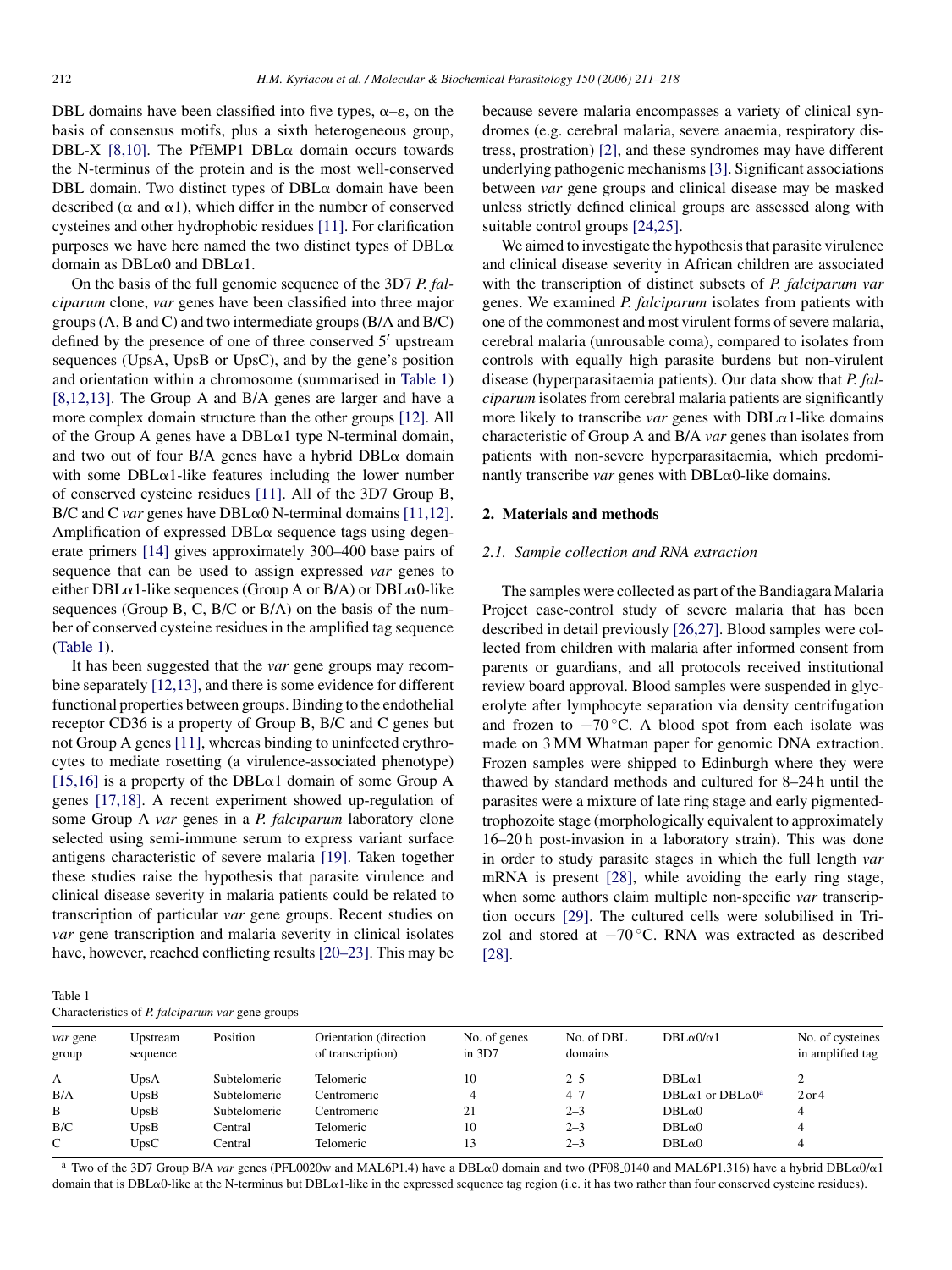DBL domains have been classified into five types, α–ε, on the basis of consensus motifs, plus a sixth heterogeneous group, DBL-X [8,10]. The PfEMP1 DBLα domain occurs towards the N-terminus of the protein and is the most well-conserved DBL domain. Two distinct types of DBLα domain have been described (α and α1), which differ in the number of conserved cysteines and other hydrophobic residues [11]. For clarification purposes we have here named the two distinct types of DBLα domain as DBLα0 and DBLα1.

On the basis of the full genomic sequence of the 3D7 *P. falciparum* clone, *var* genes have been classified into three major groups (A, B and C) and two intermediate groups (B/A and B/C) defined by the presence of one of three conserved 5′ upstream sequences (UpsA, UpsB or UpsC), and by the gene's position and orientation within a chromosome (summarised in Table 1) [8,12,13]. The Group A and B/A genes are larger and have a more complex domain structure than the other groups [12]. All of the Group A genes have a DBLα1 type N-terminal domain, and two out of four B/A genes have a hybrid DBLα domain with some DBLα1-like features including the lower number of conserved cysteine residues [11]. All of the 3D7 Group B, B/C and C *var* genes have DBLα0 N-terminal domains [11,12]. Amplification of expressed DBLα sequence tags using degenerate primers [14] gives approximately 300–400 base pairs of sequence that can be used to assign expressed *var* genes to either DBLα1-like sequences (Group A or B/A) or DBLα0-like sequences (Group B, C, B/C or B/A) on the basis of the number of conserved cysteine residues in the amplified tag sequence (Table 1).

It has been suggested that the *var* gene groups may recombine separately [12,13], and there is some evidence for different functional properties between groups. Binding to the endothelial receptor CD36 is a property of Group B, B/C and C genes but not Group A genes [11], whereas binding to uninfected erythrocytes to mediate rosetting (a virulence-associated phenotype) [15,16] is a property of the DBLα1 domain of some Group A genes [17,18]. A recent experiment showed up-regulation of some Group A *var* genes in a *P. falciparum* laboratory clone selected using semi-immune serum to express variant surface antigens characteristic of severe malaria [19]. Taken together these studies raise the hypothesis that parasite virulence and clinical disease severity in malaria patients could be related to transcription of particular *var* gene groups. Recent studies on *var* gene transcription and malaria severity in clinical isolates have, however, reached conflicting results [20–23]. This may be because severe malaria encompasses a variety of clinical syndromes (e.g. cerebral malaria, severe anaemia, respiratory distress, prostration) [2], and these syndromes may have different underlying pathogenic mechanisms [3]. Significant associations between *var* gene groups and clinical disease may be masked unless strictly defined clinical groups are assessed along with suitable control groups [24,25].

We aimed to investigate the hypothesis that parasite virulence and clinical disease severity in African children are associated with the transcription of distinct subsets of *P. falciparum var* genes. We examined *P. falciparum* isolates from patients with one of the commonest and most virulent forms of severe malaria, cerebral malaria (unrousable coma), compared to isolates from controls with equally high parasite burdens but non-virulent disease (hyperparasitaemia patients). Our data show that *P. falciparum* isolates from cerebral malaria patients are significantly more likely to transcribe *var* genes with DBLα1-like domains characteristic of Group A and B/A *var* genes than isolates from patients with non-severe hyperparasitaemia, which predominantly transcribe *var* genes with DBLα0-like domains.

## 2. Materials and methods

### 2.1. Sample collection and RNA extraction

The samples were collected as part of the Bandiagara Malaria Project case-control study of severe malaria that has been described in detail previously [26,27]. Blood samples were collected from children with malaria after informed consent from parents or guardians, and all protocols received institutional review board approval. Blood samples were suspended in glycerolyte after lymphocyte separation via density centrifugation and frozen to −70 °C. A blood spot from each isolate was made on 3 MM Whatman paper for genomic DNA extraction. Frozen samples were shipped to Edinburgh where they were thawed by standard methods and cultured for 8–24 h until the parasites were a mixture of late ring stage and early pigmented-trophozoite stage (morphologically equivalent to approximately 16–20 h post-invasion in a laboratory strain). This was done in order to study parasite stages in which the full length *var* mRNA is present [28], while avoiding the early ring stage, when some authors claim multiple non-specific *var* transcription occurs [29]. The cultured cells were solubilised in Trizol and stored at −70 °C. RNA was extracted as described [28].

Table 1
Characteristics of *P. falciparum var* gene groups

| *var* gene group | Upstream sequence | Position | Orientation (direction of transcription) | No. of genes in 3D7 | No. of DBL domains | DBLα0/α1 | No. of cysteines in amplified tag |
|---|---|---|---|---|---|---|---|
| A | UpsA | Subtelomeric | Telomeric | 10 | 2–5 | DBLα1 | 2 |
| B/A | UpsB | Subtelomeric | Centromeric | 4 | 4–7 | DBLα1 or DBLα0[a] | 2 or 4 |
| B | UpsB | Subtelomeric | Centromeric | 21 | 2–3 | DBLα0 | 4 |
| B/C | UpsB | Central | Telomeric | 10 | 2–3 | DBLα0 | 4 |
| C | UpsC | Central | Telomeric | 13 | 2–3 | DBLα0 | 4 |

[a] Two of the 3D7 Group B/A *var* genes (PFL0020w and MAL6P1.4) have a DBLα0 domain and two (PF08_0140 and MAL6P1.316) have a hybrid DBLα0/α1 domain that is DBLα0-like at the N-terminus but DBLα1-like in the expressed sequence tag region (i.e. it has two rather than four conserved cysteine residues).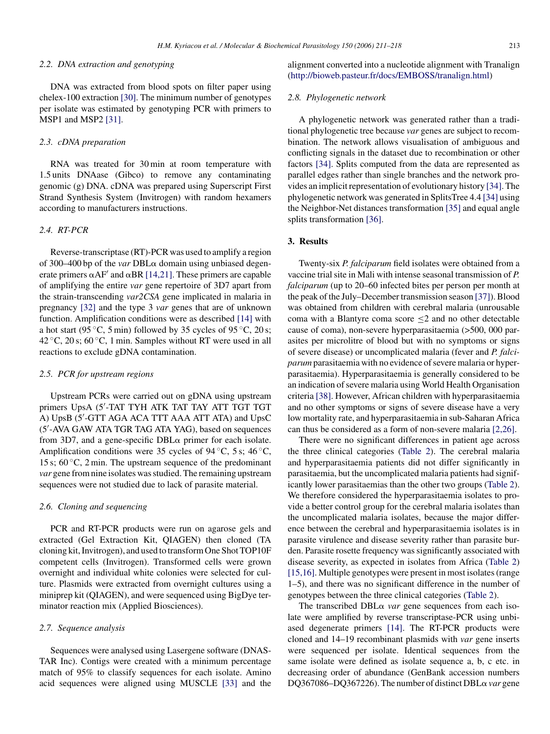### 2.2. DNA extraction and genotyping

DNA was extracted from blood spots on filter paper using chelex-100 extraction [30]. The minimum number of genotypes per isolate was estimated by genotyping PCR with primers to MSP1 and MSP2 [31].

### 2.3. cDNA preparation

RNA was treated for 30 min at room temperature with 1.5 units DNAase (Gibco) to remove any contaminating genomic (g) DNA. cDNA was prepared using Superscript First Strand Synthesis System (Invitrogen) with random hexamers according to manufacturers instructions.

### 2.4. RT-PCR

Reverse-transcriptase (RT)-PCR was used to amplify a region of 300–400 bp of the *var* DBLα domain using unbiased degenerate primers αAF′ and αBR [14,21]. These primers are capable of amplifying the entire *var* gene repertoire of 3D7 apart from the strain-transcending *var2CSA* gene implicated in malaria in pregnancy [32] and the type 3 *var* genes that are of unknown function. Amplification conditions were as described [14] with a hot start (95 °C, 5 min) followed by 35 cycles of 95 °C, 20 s; 42 °C, 20 s; 60 °C, 1 min. Samples without RT were used in all reactions to exclude gDNA contamination.

### 2.5. PCR for upstream regions

Upstream PCRs were carried out on gDNA using upstream primers UpsA (5′-TAT TYH ATK TAT TAY ATT TGT TGT A) UpsB (5′-GTT AGA ACA TTT AAA ATT ATA) and UpsC (5′-AVA GAW ATA TGR TAG ATA YAG), based on sequences from 3D7, and a gene-specific DBLα primer for each isolate. Amplification conditions were 35 cycles of 94 °C, 5 s; 46 °C, 15 s; 60 °C, 2 min. The upstream sequence of the predominant *var* gene from nine isolates was studied. The remaining upstream sequences were not studied due to lack of parasite material.

### 2.6. Cloning and sequencing

PCR and RT-PCR products were run on agarose gels and extracted (Gel Extraction Kit, QIAGEN) then cloned (TA cloning kit, Invitrogen), and used to transform One Shot TOP10F competent cells (Invitrogen). Transformed cells were grown overnight and individual white colonies were selected for culture. Plasmids were extracted from overnight cultures using a miniprep kit (QIAGEN), and were sequenced using BigDye terminator reaction mix (Applied Biosciences).

### 2.7. Sequence analysis

Sequences were analysed using Lasergene software (DNASTAR Inc). Contigs were created with a minimum percentage match of 95% to classify sequences for each isolate. Amino acid sequences were aligned using MUSCLE [33] and the alignment converted into a nucleotide alignment with Tranalign (http://bioweb.pasteur.fr/docs/EMBOSS/tranalign.html)

### 2.8. Phylogenetic network

A phylogenetic network was generated rather than a traditional phylogenetic tree because *var* genes are subject to recombination. The network allows visualisation of ambiguous and conflicting signals in the dataset due to recombination or other factors [34]. Splits computed from the data are represented as parallel edges rather than single branches and the network provides an implicit representation of evolutionary history [34]. The phylogenetic network was generated in SplitsTree 4.4 [34] using the Neighbor-Net distances transformation [35] and equal angle splits transformation [36].

## 3. Results

Twenty-six *P. falciparum* field isolates were obtained from a vaccine trial site in Mali with intense seasonal transmission of *P. falciparum* (up to 20–60 infected bites per person per month at the peak of the July–December transmission season [37]). Blood was obtained from children with cerebral malaria (unrousable coma with a Blantyre coma score ≤2 and no other detectable cause of coma), non-severe hyperparasitaemia (>500, 000 parasites per microlitre of blood but with no symptoms or signs of severe disease) or uncomplicated malaria (fever and *P. falciparum* parasitaemia with no evidence of severe malaria or hyperparasitaemia). Hyperparasitaemia is generally considered to be an indication of severe malaria using World Health Organisation criteria [38]. However, African children with hyperparasitaemia and no other symptoms or signs of severe disease have a very low mortality rate, and hyperparasitaemia in sub-Saharan Africa can thus be considered as a form of non-severe malaria [2,26].

There were no significant differences in patient age across the three clinical categories (Table 2). The cerebral malaria and hyperparasitaemia patients did not differ significantly in parasitaemia, but the uncomplicated malaria patients had significantly lower parasitaemias than the other two groups (Table 2). We therefore considered the hyperparasitaemia isolates to provide a better control group for the cerebral malaria isolates than the uncomplicated malaria isolates, because the major difference between the cerebral and hyperparasitaemia isolates is in parasite virulence and disease severity rather than parasite burden. Parasite rosette frequency was significantly associated with disease severity, as expected in isolates from Africa (Table 2) [15,16]. Multiple genotypes were present in most isolates (range 1–5), and there was no significant difference in the number of genotypes between the three clinical categories (Table 2).

The transcribed DBLα *var* gene sequences from each isolate were amplified by reverse transcriptase-PCR using unbiased degenerate primers [14]. The RT-PCR products were cloned and 14–19 recombinant plasmids with *var* gene inserts were sequenced per isolate. Identical sequences from the same isolate were defined as isolate sequence a, b, c etc. in decreasing order of abundance (GenBank accession numbers DQ367086–DQ367226). The number of distinct DBLα *var* gene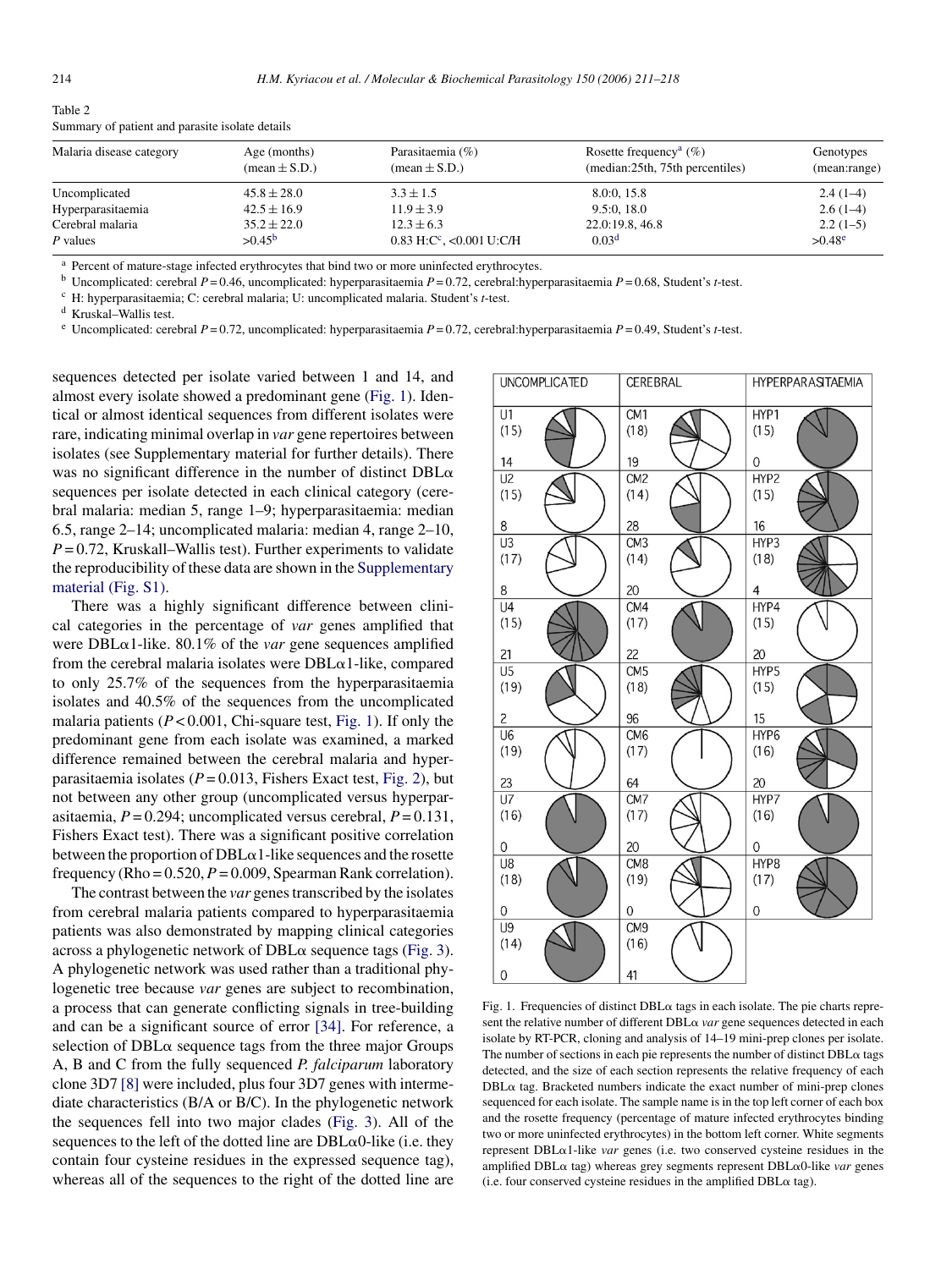Table 2
Summary of patient and parasite isolate details

| Malaria disease category | Age (months) (mean ± S.D.) | Parasitaemia (%) (mean ± S.D.) | Rosette frequency[a] (%) (median:25th, 75th percentiles) | Genotypes (mean:range) |
|---|---|---|---|---|
| Uncomplicated | 45.8 ± 28.0 | 3.3 ± 1.5 | 8.0:0, 15.8 | 2.4 (1–4) |
| Hyperparasitaemia | 42.5 ± 16.9 | 11.9 ± 3.9 | 9.5:0, 18.0 | 2.6 (1–4) |
| Cerebral malaria | 35.2 ± 22.0 | 12.3 ± 6.3 | 22.0:19.8, 46.8 | 2.2 (1–5) |
| *P* values | >0.45[b] | 0.83 H:C[c], <0.001 U:C/H | 0.03[d] | >0.48[e] |

[a] Percent of mature-stage infected erythrocytes that bind two or more uninfected erythrocytes.
[b] Uncomplicated: cerebral $P = 0.46$, uncomplicated: hyperparasitaemia $P = 0.72$, cerebral:hyperparasitaemia $P = 0.68$, Student's *t*-test.
[c] H: hyperparasitaemia; C: cerebral malaria; U: uncomplicated malaria. Student's *t*-test.
[d] Kruskal–Wallis test.
[e] Uncomplicated: cerebral $P = 0.72$, uncomplicated: hyperparasitaemia $P = 0.72$, cerebral:hyperparasitaemia $P = 0.49$, Student's *t*-test.

sequences detected per isolate varied between 1 and 14, and almost every isolate showed a predominant gene (Fig. 1). Identical or almost identical sequences from different isolates were rare, indicating minimal overlap in *var* gene repertoires between isolates (see Supplementary material for further details). There was no significant difference in the number of distinct DBLα sequences per isolate detected in each clinical category (cerebral malaria: median 5, range 1–9; hyperparasitaemia: median 6.5, range 2–14; uncomplicated malaria: median 4, range 2–10, $P = 0.72$, Kruskall–Wallis test). Further experiments to validate the reproducibility of these data are shown in the Supplementary material (Fig. S1).

There was a highly significant difference between clinical categories in the percentage of *var* genes amplified that were DBLα1-like. 80.1% of the *var* gene sequences amplified from the cerebral malaria isolates were DBLα1-like, compared to only 25.7% of the sequences from the hyperparasitaemia isolates and 40.5% of the sequences from the uncomplicated malaria patients ($P < 0.001$, Chi-square test, Fig. 1). If only the predominant gene from each isolate was examined, a marked difference remained between the cerebral malaria and hyperparasitaemia isolates ($P = 0.013$, Fishers Exact test, Fig. 2), but not between any other group (uncomplicated versus hyperparasitaemia, $P = 0.294$; uncomplicated versus cerebral, $P = 0.131$, Fishers Exact test). There was a significant positive correlation between the proportion of DBLα1-like sequences and the rosette frequency (Rho = 0.520, $P = 0.009$, Spearman Rank correlation).

The contrast between the *var* genes transcribed by the isolates from cerebral malaria patients compared to hyperparasitaemia patients was also demonstrated by mapping clinical categories across a phylogenetic network of DBLα sequence tags (Fig. 3). A phylogenetic network was used rather than a traditional phylogenetic tree because *var* genes are subject to recombination, a process that can generate conflicting signals in tree-building and can be a significant source of error [34]. For reference, a selection of DBLα sequence tags from the three major Groups A, B and C from the fully sequenced *P. falciparum* laboratory clone 3D7 [8] were included, plus four 3D7 genes with intermediate characteristics (B/A or B/C). In the phylogenetic network the sequences fell into two major clades (Fig. 3). All of the sequences to the left of the dotted line are DBLα0-like (i.e. they contain four cysteine residues in the expressed sequence tag), whereas all of the sequences to the right of the dotted line are

Fig. 1. Frequencies of distinct DBLα tags in each isolate. The pie charts represent the relative number of different DBLα *var* gene sequences detected in each isolate by RT-PCR, cloning and analysis of 14–19 mini-prep clones per isolate. The number of sections in each pie represents the number of distinct DBLα tags detected, and the size of each section represents the relative frequency of each DBLα tag. Bracketed numbers indicate the exact number of mini-prep clones sequenced for each isolate. The sample name is in the top left corner of each box and the rosette frequency (percentage of mature infected erythrocytes binding two or more uninfected erythrocytes) in the bottom left corner. White segments represent DBLα1-like *var* genes (i.e. two conserved cysteine residues in the amplified DBLα tag) whereas grey segments represent DBLα0-like *var* genes (i.e. four conserved cysteine residues in the amplified DBLα tag).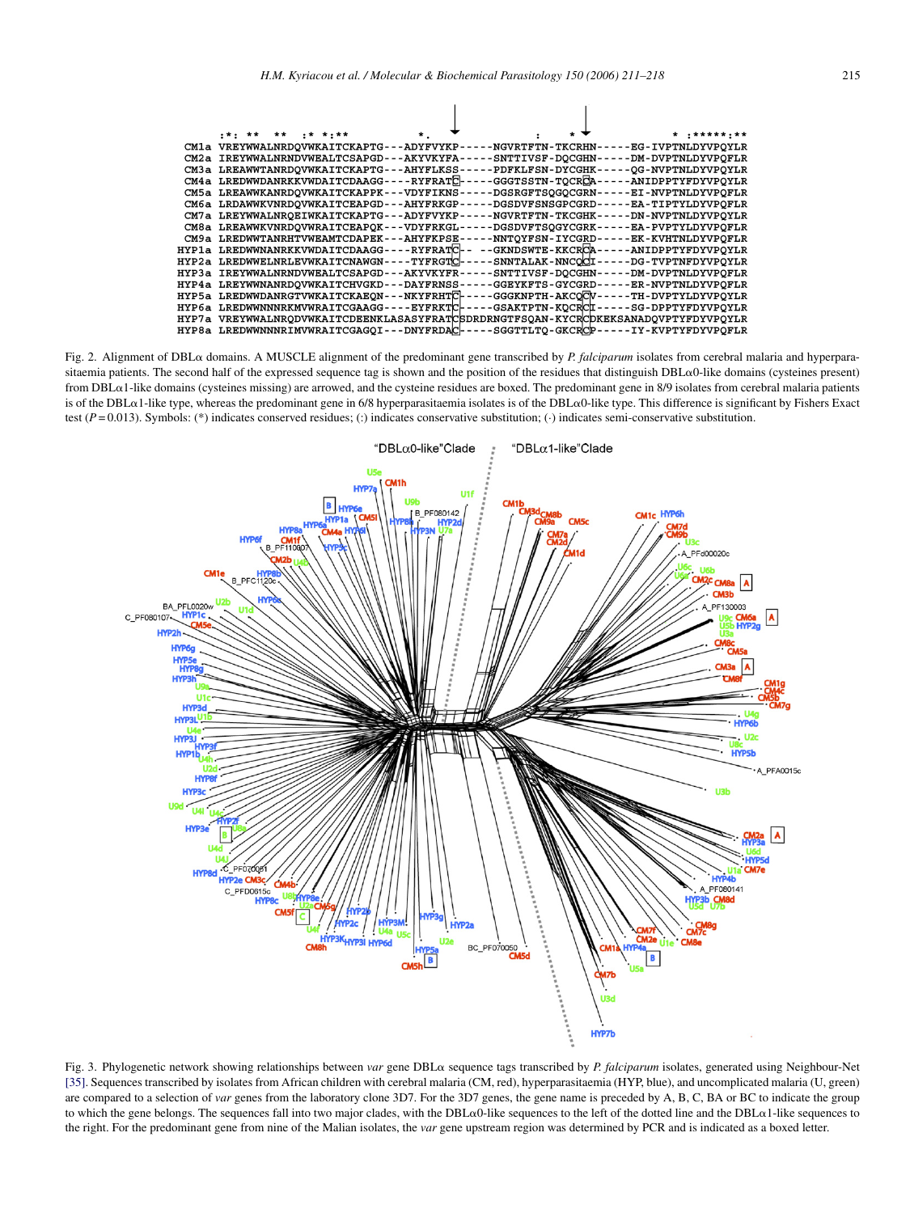```
          :*: **  **  :* *:**          *.         ↓          :    *  ↓           * :*****:**
CM1a  VREYWWALNRDQVWKAITCKAPTG---ADYFVYKP-----NGVRTFTN-TKCRHN-----EG-IVPTNLDYVPQYLR
CM2a  IREYWWALNRNDVWEALTCSAPGD---AKYVKYFA-----SNTTIVSF-DQCGHN-----DM-DVPTNLDYVPQFLR
CM3a  LREAWWTANRDQVWKAITCKAPTG---AHYFLKSS-----PDFKLFSN-DYCGHK-----QG-NVPTNLDYVPQYLR
CM4a  LREDWWDANRKKVWDAITCDAAGG----RYFRATC-----GGGTSSTN-TQCRCA-----ANIDPPTYFDYVPQYLR
CM5a  LREAWWKANRDQVWKAITCKAPPK---VDYFIKNS-----DGSRGFTSQGQCGRN-----EI-NVPTNLDYVPQFLR
CM6a  LRDAWWKVNRDQVWRAITCEAPQK---AHYFRKGP-----DGSDVFSNSGPCGRD-----EA-TIPTYLDYVPQFLR
CM7a  LREYWWALNRQEIWKAITCKAPTG---ADYFVYKP-----NGVRTFTN-TKCGHK-----DN-NVPTNLDYVPQYLR
CM8a  LREAWWKVNRDQVWRAITCEAPQK---VDYFRKGL-----DGSDVFTSQGYCGRK-----EA-PVPTYLDYVPQFLR
CM9a  LREDWWTANRHTVWEAMTCDAPEK---AHYFKPSE-----NNTQYFSN-IYCGRD-----EK-KVHTNLDYVPQFLR
HYP1a LREDWWNANRKKVWDAITCDAAGG----RYFRATC--  --GKNDSWTE-KKCRCA-----ANIDPPTYFDYVPQYLR
HYP2a LREDWWELNRLEVWKAITCNAWGN----TYFRGTC-----SNNTALAK-NNCQCI-----DG-TVPTNFDYVPQYLR
HYP3a IREYWWALNRNDVWEALTCSAPGD---AKYVKYFR-----SNTTIVSF-DQCGHN-----DM-DVPTNLDYVPQFLR
HYP4a LREYWWNANRDQVWKAITCHVGKD---DAYFRNSS-----GGEYKFTS-GYCGRD-----ER-NVPTNLDYVPQFLR
HYP5a LREDWWDANRGTVWKAITCKAEQN---NKYFRHTC-----GGGKNPTH-AKCQCV-----TH-DVPTLYDYVPQYLR
HYP6a LREDWWNNNRKMVWRAITCGAAGG----EYFRKTC-----GSAKTPTN-KQCRCI-----SG-DPPTYFDYVPQYLR
HYP7a VREYWWALNRQDVWKAITCDEENKLASASYFRATCSDRDRNGTFSQAN-KYCRCDKEKSANADQVPTYFDYVPQYLR
HYP8a LREDWWNNNRIMVWRAITCGAGQI---DNYFRDAC-----SGGTTLTQ-GKCRCP-----IY-KVPTYFDYVPQFLR
```

Fig. 2. Alignment of DBLα domains. A MUSCLE alignment of the predominant gene transcribed by *P. falciparum* isolates from cerebral malaria and hyperparasitaemia patients. The second half of the expressed sequence tag is shown and the position of the residues that distinguish DBLα0-like domains (cysteines present) from DBLα1-like domains (cysteines missing) are arrowed, and the cysteine residues are boxed. The predominant gene in 8/9 isolates from cerebral malaria patients is of the DBLα1-like type, whereas the predominant gene in 6/8 hyperparasitaemia isolates is of the DBLα0-like type. This difference is significant by Fishers Exact test ($P = 0.013$). Symbols: (*) indicates conserved residues; (:) indicates conservative substitution; (·) indicates semi-conservative substitution.

Fig. 3. Phylogenetic network showing relationships between *var* gene DBLα sequence tags transcribed by *P. falciparum* isolates, generated using Neighbour-Net [35]. Sequences transcribed by isolates from African children with cerebral malaria (CM, red), hyperparasitaemia (HYP, blue), and uncomplicated malaria (U, green) are compared to a selection of *var* genes from the laboratory clone 3D7. For the 3D7 genes, the gene name is preceded by A, B, C, BA or BC to indicate the group to which the gene belongs. The sequences fall into two major clades, with the DBLα0-like sequences to the left of the dotted line and the DBLα1-like sequences to the right. For the predominant gene from nine of the Malian isolates, the *var* gene upstream region was determined by PCR and is indicated as a boxed letter.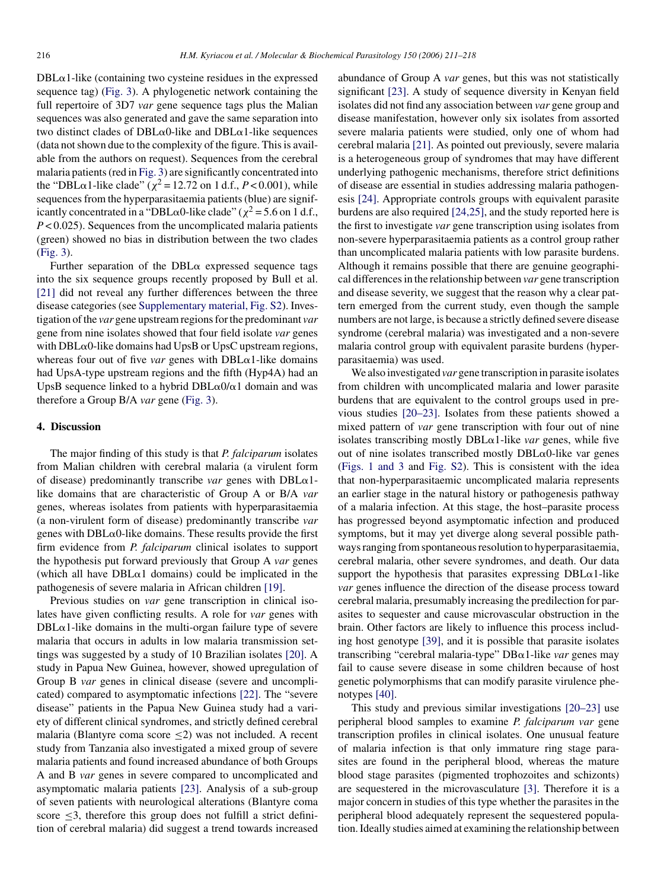DBLα1-like (containing two cysteine residues in the expressed sequence tag) (Fig. 3). A phylogenetic network containing the full repertoire of 3D7 *var* gene sequence tags plus the Malian sequences was also generated and gave the same separation into two distinct clades of DBLα0-like and DBLα1-like sequences (data not shown due to the complexity of the figure. This is available from the authors on request). Sequences from the cerebral malaria patients (red in Fig. 3) are significantly concentrated into the "DBLα1-like clade" ($\chi^2 = 12.72$ on 1 d.f., $P < 0.001$), while sequences from the hyperparasitaemia patients (blue) are significantly concentrated in a "DBLα0-like clade" ($\chi^2 = 5.6$ on 1 d.f., $P < 0.025$). Sequences from the uncomplicated malaria patients (green) showed no bias in distribution between the two clades (Fig. 3).

Further separation of the DBLα expressed sequence tags into the six sequence groups recently proposed by Bull et al. [21] did not reveal any further differences between the three disease categories (see Supplementary material, Fig. S2). Investigation of the *var* gene upstream regions for the predominant *var* gene from nine isolates showed that four field isolate *var* genes with DBLα0-like domains had UpsB or UpsC upstream regions, whereas four out of five *var* genes with DBLα1-like domains had UpsA-type upstream regions and the fifth (Hyp4A) had an UpsB sequence linked to a hybrid DBLα0/α1 domain and was therefore a Group B/A *var* gene (Fig. 3).

## 4. Discussion

The major finding of this study is that *P. falciparum* isolates from Malian children with cerebral malaria (a virulent form of disease) predominantly transcribe *var* genes with DBLα1-like domains that are characteristic of Group A or B/A *var* genes, whereas isolates from patients with hyperparasitaemia (a non-virulent form of disease) predominantly transcribe *var* genes with DBLα0-like domains. These results provide the first firm evidence from *P. falciparum* clinical isolates to support the hypothesis put forward previously that Group A *var* genes (which all have DBLα1 domains) could be implicated in the pathogenesis of severe malaria in African children [19].

Previous studies on *var* gene transcription in clinical isolates have given conflicting results. A role for *var* genes with DBLα1-like domains in the multi-organ failure type of severe malaria that occurs in adults in low malaria transmission settings was suggested by a study of 10 Brazilian isolates [20]. A study in Papua New Guinea, however, showed upregulation of Group B *var* genes in clinical disease (severe and uncomplicated) compared to asymptomatic infections [22]. The "severe disease" patients in the Papua New Guinea study had a variety of different clinical syndromes, and strictly defined cerebral malaria (Blantyre coma score ≤2) was not included. A recent study from Tanzania also investigated a mixed group of severe malaria patients and found increased abundance of both Groups A and B *var* genes in severe compared to uncomplicated and asymptomatic malaria patients [23]. Analysis of a sub-group of seven patients with neurological alterations (Blantyre coma score ≤3, therefore this group does not fulfill a strict definition of cerebral malaria) did suggest a trend towards increased abundance of Group A *var* genes, but this was not statistically significant [23]. A study of sequence diversity in Kenyan field isolates did not find any association between *var* gene group and disease manifestation, however only six isolates from assorted severe malaria patients were studied, only one of whom had cerebral malaria [21]. As pointed out previously, severe malaria is a heterogeneous group of syndromes that may have different underlying pathogenic mechanisms, therefore strict definitions of disease are essential in studies addressing malaria pathogenesis [24]. Appropriate controls groups with equivalent parasite burdens are also required [24,25], and the study reported here is the first to investigate *var* gene transcription using isolates from non-severe hyperparasitaemia patients as a control group rather than uncomplicated malaria patients with low parasite burdens. Although it remains possible that there are genuine geographical differences in the relationship between *var* gene transcription and disease severity, we suggest that the reason why a clear pattern emerged from the current study, even though the sample numbers are not large, is because a strictly defined severe disease syndrome (cerebral malaria) was investigated and a non-severe malaria control group with equivalent parasite burdens (hyperparasitaemia) was used.

We also investigated *var* gene transcription in parasite isolates from children with uncomplicated malaria and lower parasite burdens that are equivalent to the control groups used in previous studies [20–23]. Isolates from these patients showed a mixed pattern of *var* gene transcription with four out of nine isolates transcribing mostly DBLα1-like *var* genes, while five out of nine isolates transcribed mostly DBLα0-like var genes (Figs. 1 and 3 and Fig. S2). This is consistent with the idea that non-hyperparasitaemic uncomplicated malaria represents an earlier stage in the natural history or pathogenesis pathway of a malaria infection. At this stage, the host–parasite process has progressed beyond asymptomatic infection and produced symptoms, but it may yet diverge along several possible pathways ranging from spontaneous resolution to hyperparasitaemia, cerebral malaria, other severe syndromes, and death. Our data support the hypothesis that parasites expressing DBLα1-like *var* genes influence the direction of the disease process toward cerebral malaria, presumably increasing the predilection for parasites to sequester and cause microvascular obstruction in the brain. Other factors are likely to influence this process including host genotype [39], and it is possible that parasite isolates transcribing "cerebral malaria-type" DBα1-like *var* genes may fail to cause severe disease in some children because of host genetic polymorphisms that can modify parasite virulence phenotypes [40].

This study and previous similar investigations [20–23] use peripheral blood samples to examine *P. falciparum var* gene transcription profiles in clinical isolates. One unusual feature of malaria infection is that only immature ring stage parasites are found in the peripheral blood, whereas the mature blood stage parasites (pigmented trophozoites and schizonts) are sequestered in the microvasculature [3]. Therefore it is a major concern in studies of this type whether the parasites in the peripheral blood adequately represent the sequestered population. Ideally studies aimed at examining the relationship between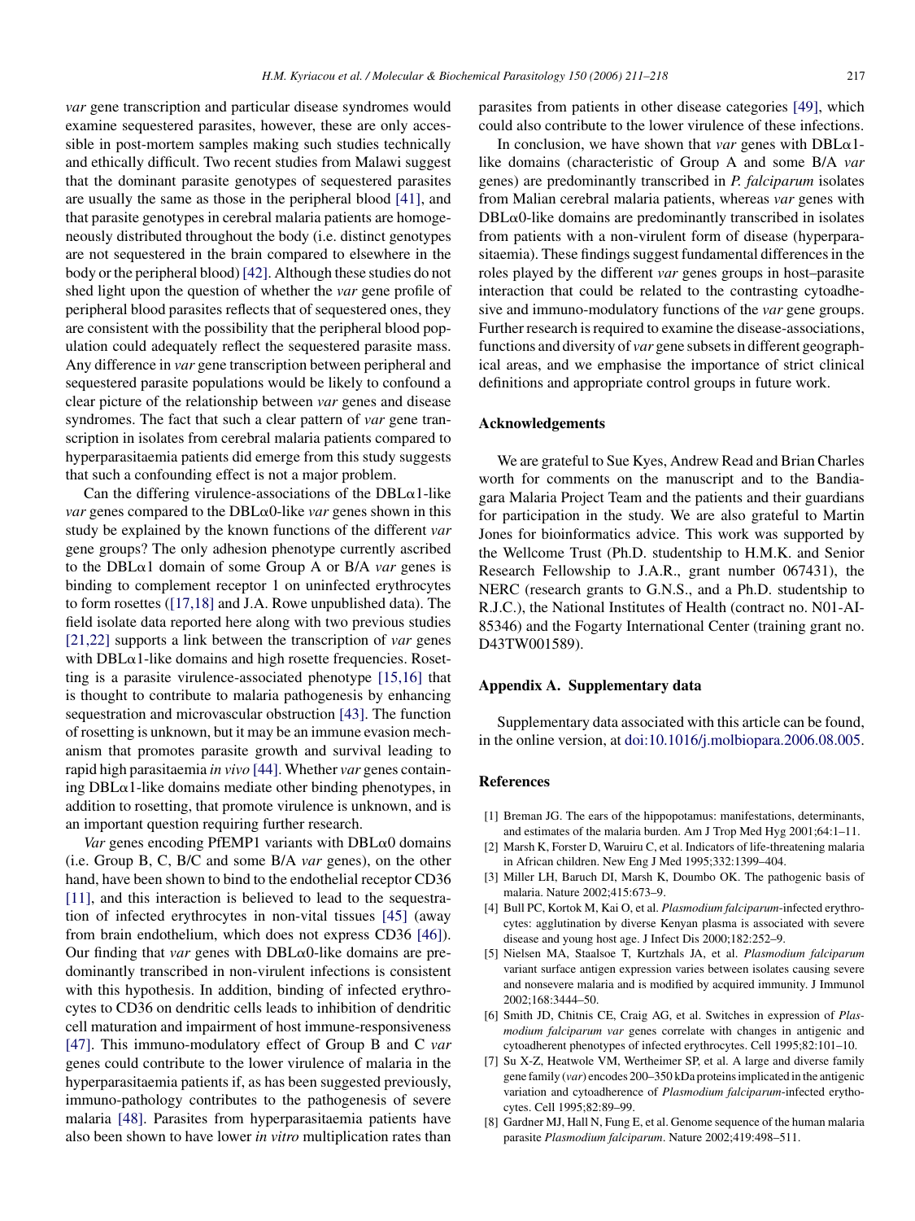*var* gene transcription and particular disease syndromes would examine sequestered parasites, however, these are only accessible in post-mortem samples making such studies technically and ethically difficult. Two recent studies from Malawi suggest that the dominant parasite genotypes of sequestered parasites are usually the same as those in the peripheral blood [41], and that parasite genotypes in cerebral malaria patients are homogeneously distributed throughout the body (i.e. distinct genotypes are not sequestered in the brain compared to elsewhere in the body or the peripheral blood) [42]. Although these studies do not shed light upon the question of whether the *var* gene profile of peripheral blood parasites reflects that of sequestered ones, they are consistent with the possibility that the peripheral blood population could adequately reflect the sequestered parasite mass. Any difference in *var* gene transcription between peripheral and sequestered parasite populations would be likely to confound a clear picture of the relationship between *var* genes and disease syndromes. The fact that such a clear pattern of *var* gene transcription in isolates from cerebral malaria patients compared to hyperparasitaemia patients did emerge from this study suggests that such a confounding effect is not a major problem.

Can the differing virulence-associations of the DBLα1-like *var* genes compared to the DBLα0-like *var* genes shown in this study be explained by the known functions of the different *var* gene groups? The only adhesion phenotype currently ascribed to the DBLα1 domain of some Group A or B/A *var* genes is binding to complement receptor 1 on uninfected erythrocytes to form rosettes ([17,18] and J.A. Rowe unpublished data). The field isolate data reported here along with two previous studies [21,22] supports a link between the transcription of *var* genes with DBLα1-like domains and high rosette frequencies. Rosetting is a parasite virulence-associated phenotype [15,16] that is thought to contribute to malaria pathogenesis by enhancing sequestration and microvascular obstruction [43]. The function of rosetting is unknown, but it may be an immune evasion mechanism that promotes parasite growth and survival leading to rapid high parasitaemia *in vivo* [44]. Whether *var* genes containing DBLα1-like domains mediate other binding phenotypes, in addition to rosetting, that promote virulence is unknown, and is an important question requiring further research.

*Var* genes encoding PfEMP1 variants with DBLα0 domains (i.e. Group B, C, B/C and some B/A *var* genes), on the other hand, have been shown to bind to the endothelial receptor CD36 [11], and this interaction is believed to lead to the sequestration of infected erythrocytes in non-vital tissues [45] (away from brain endothelium, which does not express CD36 [46]). Our finding that *var* genes with DBLα0-like domains are predominantly transcribed in non-virulent infections is consistent with this hypothesis. In addition, binding of infected erythrocytes to CD36 on dendritic cells leads to inhibition of dendritic cell maturation and impairment of host immune-responsiveness [47]. This immuno-modulatory effect of Group B and C *var* genes could contribute to the lower virulence of malaria in the hyperparasitaemia patients if, as has been suggested previously, immuno-pathology contributes to the pathogenesis of severe malaria [48]. Parasites from hyperparasitaemia patients have also been shown to have lower *in vitro* multiplication rates than parasites from patients in other disease categories [49], which could also contribute to the lower virulence of these infections.

In conclusion, we have shown that *var* genes with DBLα1-like domains (characteristic of Group A and some B/A *var* genes) are predominantly transcribed in *P. falciparum* isolates from Malian cerebral malaria patients, whereas *var* genes with DBLα0-like domains are predominantly transcribed in isolates from patients with a non-virulent form of disease (hyperparasitaemia). These findings suggest fundamental differences in the roles played by the different *var* genes groups in host–parasite interaction that could be related to the contrasting cytoadhesive and immuno-modulatory functions of the *var* gene groups. Further research is required to examine the disease-associations, functions and diversity of *var* gene subsets in different geographical areas, and we emphasise the importance of strict clinical definitions and appropriate control groups in future work.

## Acknowledgements

We are grateful to Sue Kyes, Andrew Read and Brian Charlesworth for comments on the manuscript and to the Bandiagara Malaria Project Team and the patients and their guardians for participation in the study. We are also grateful to Martin Jones for bioinformatics advice. This work was supported by the Wellcome Trust (Ph.D. studentship to H.M.K. and Senior Research Fellowship to J.A.R., grant number 067431), the NERC (research grants to G.N.S., and a Ph.D. studentship to R.J.C.), the National Institutes of Health (contract no. N01-AI-85346) and the Fogarty International Center (training grant no. D43TW001589).

## Appendix A. Supplementary data

Supplementary data associated with this article can be found, in the online version, at doi:10.1016/j.molbiopara.2006.08.005.

## References

[1] Breman JG. The ears of the hippopotamus: manifestations, determinants, and estimates of the malaria burden. Am J Trop Med Hyg 2001;64:1–11.

[2] Marsh K, Forster D, Waruiru C, et al. Indicators of life-threatening malaria in African children. New Eng J Med 1995;332:1399–404.

[3] Miller LH, Baruch DI, Marsh K, Doumbo OK. The pathogenic basis of malaria. Nature 2002;415:673–9.

[4] Bull PC, Kortok M, Kai O, et al. *Plasmodium falciparum*-infected erythrocytes: agglutination by diverse Kenyan plasma is associated with severe disease and young host age. J Infect Dis 2000;182:252–9.

[5] Nielsen MA, Staalsoe T, Kurtzhals JA, et al. *Plasmodium falciparum* variant surface antigen expression varies between isolates causing severe and nonsevere malaria and is modified by acquired immunity. J Immunol 2002;168:3444–50.

[6] Smith JD, Chitnis CE, Craig AG, et al. Switches in expression of *Plasmodium falciparum var* genes correlate with changes in antigenic and cytoadherent phenotypes of infected erythrocytes. Cell 1995;82:101–10.

[7] Su X-Z, Heatwole VM, Wertheimer SP, et al. A large and diverse family gene family (*var*) encodes 200–350 kDa proteins implicated in the antigenic variation and cytoadherence of *Plasmodium falciparum*-infected erythrocytes. Cell 1995;82:89–99.

[8] Gardner MJ, Hall N, Fung E, et al. Genome sequence of the human malaria parasite *Plasmodium falciparum*. Nature 2002;419:498–511.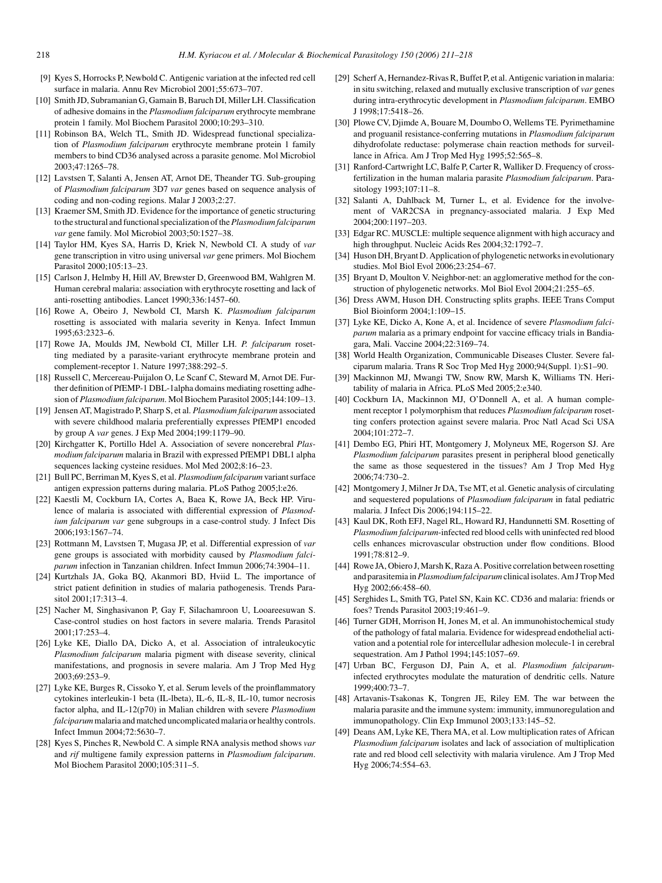[9] Kyes S, Horrocks P, Newbold C. Antigenic variation at the infected red cell surface in malaria. Annu Rev Microbiol 2001;55:673–707.

[10] Smith JD, Subramanian G, Gamain B, Baruch DI, Miller LH. Classification of adhesive domains in the *Plasmodium falciparum* erythrocyte membrane protein 1 family. Mol Biochem Parasitol 2000;10:293–310.

[11] Robinson BA, Welch TL, Smith JD. Widespread functional specialization of *Plasmodium falciparum* erythrocyte membrane protein 1 family members to bind CD36 analysed across a parasite genome. Mol Microbiol 2003;47:1265–78.

[12] Lavstsen T, Salanti A, Jensen AT, Arnot DE, Theander TG. Sub-grouping of *Plasmodium falciparum* 3D7 *var* genes based on sequence analysis of coding and non-coding regions. Malar J 2003;2:27.

[13] Kraemer SM, Smith JD. Evidence for the importance of genetic structuring to the structural and functional specialization of the *Plasmodium falciparum var* gene family. Mol Microbiol 2003;50:1527–38.

[14] Taylor HM, Kyes SA, Harris D, Kriek N, Newbold CI. A study of *var* gene transcription in vitro using universal *var* gene primers. Mol Biochem Parasitol 2000;105:13–23.

[15] Carlson J, Helmby H, Hill AV, Brewster D, Greenwood BM, Wahlgren M. Human cerebral malaria: association with erythrocyte rosetting and lack of anti-rosetting antibodies. Lancet 1990;336:1457–60.

[16] Rowe A, Obeiro J, Newbold CI, Marsh K. *Plasmodium falciparum* rosetting is associated with malaria severity in Kenya. Infect Immun 1995;63:2323–6.

[17] Rowe JA, Moulds JM, Newbold CI, Miller LH. *P. falciparum* rosetting mediated by a parasite-variant erythrocyte membrane protein and complement-receptor 1. Nature 1997;388:292–5.

[18] Russell C, Mercereau-Puijalon O, Le Scanf C, Steward M, Arnot DE. Further definition of PfEMP-1 DBL-1alpha domains mediating rosetting adhesion of *Plasmodium falciparum*. Mol Biochem Parasitol 2005;144:109–13.

[19] Jensen AT, Magistrado P, Sharp S, et al. *Plasmodium falciparum* associated with severe childhood malaria preferentially expresses PfEMP1 encoded by group A *var* genes. J Exp Med 2004;199:1179–90.

[20] Kirchgatter K, Portillo Hdel A. Association of severe noncerebral *Plasmodium falciparum* malaria in Brazil with expressed PfEMP1 DBL1 alpha sequences lacking cysteine residues. Mol Med 2002;8:16–23.

[21] Bull PC, Berriman M, Kyes S, et al. *Plasmodium falciparum* variant surface antigen expression patterns during malaria. PLoS Pathog 2005;l:e26.

[22] Kaestli M, Cockburn IA, Cortes A, Baea K, Rowe JA, Beck HP. Virulence of malaria is associated with differential expression of *Plasmodium falciparum var* gene subgroups in a case-control study. J Infect Dis 2006;193:1567–74.

[23] Rottmann M, Lavstsen T, Mugasa JP, et al. Differential expression of *var* gene groups is associated with morbidity caused by *Plasmodium falciparum* infection in Tanzanian children. Infect Immun 2006;74:3904–11.

[24] Kurtzhals JA, Goka BQ, Akanmori BD, Hviid L. The importance of strict patient definition in studies of malaria pathogenesis. Trends Parasitol 2001;17:313–4.

[25] Nacher M, Singhasivanon P, Gay F, Silachamroon U, Looareesuwan S. Case-control studies on host factors in severe malaria. Trends Parasitol 2001;17:253–4.

[26] Lyke KE, Diallo DA, Dicko A, et al. Association of intraleukocytic *Plasmodium falciparum* malaria pigment with disease severity, clinical manifestations, and prognosis in severe malaria. Am J Trop Med Hyg 2003;69:253–9.

[27] Lyke KE, Burges R, Cissoko Y, et al. Serum levels of the proinflammatory cytokines interleukin-1 beta (IL-lbeta), IL-6, IL-8, IL-10, tumor necrosis factor alpha, and IL-12(p70) in Malian children with severe *Plasmodium falciparum* malaria and matched uncomplicated malaria or healthy controls. Infect Immun 2004;72:5630–7.

[28] Kyes S, Pinches R, Newbold C. A simple RNA analysis method shows *var* and *rif* multigene family expression patterns in *Plasmodium falciparum*. Mol Biochem Parasitol 2000;105:311–5.

[29] Scherf A, Hernandez-Rivas R, Buffet P, et al. Antigenic variation in malaria: in situ switching, relaxed and mutually exclusive transcription of *var* genes during intra-erythrocytic development in *Plasmodium falciparum*. EMBO J 1998;17:5418–26.

[30] Plowe CV, Djimde A, Bouare M, Doumbo O, Wellems TE. Pyrimethamine and proguanil resistance-conferring mutations in *Plasmodium falciparum* dihydrofolate reductase: polymerase chain reaction methods for surveillance in Africa. Am J Trop Med Hyg 1995;52:565–8.

[31] Ranford-Cartwright LC, Balfe P, Carter R, Walliker D. Frequency of cross-fertilization in the human malaria parasite *Plasmodium falciparum*. Parasitology 1993;107:11–8.

[32] Salanti A, Dahlback M, Turner L, et al. Evidence for the involvement of VAR2CSA in pregnancy-associated malaria. J Exp Med 2004;200:1197–203.

[33] Edgar RC. MUSCLE: multiple sequence alignment with high accuracy and high throughput. Nucleic Acids Res 2004;32:1792–7.

[34] Huson DH, Bryant D. Application of phylogenetic networks in evolutionary studies. Mol Biol Evol 2006;23:254–67.

[35] Bryant D, Moulton V. Neighbor-net: an agglomerative method for the construction of phylogenetic networks. Mol Biol Evol 2004;21:255–65.

[36] Dress AWM, Huson DH. Constructing splits graphs. IEEE Trans Comput Biol Bioinform 2004;1:109–15.

[37] Lyke KE, Dicko A, Kone A, et al. Incidence of severe *Plasmodium falciparum* malaria as a primary endpoint for vaccine efficacy trials in Bandiagara, Mali. Vaccine 2004;22:3169–74.

[38] World Health Organization, Communicable Diseases Cluster. Severe falciparum malaria. Trans R Soc Trop Med Hyg 2000;94(Suppl. 1):S1–90.

[39] Mackinnon MJ, Mwangi TW, Snow RW, Marsh K, Williams TN. Heritability of malaria in Africa. PLoS Med 2005;2:e340.

[40] Cockburn IA, Mackinnon MJ, O'Donnell A, et al. A human complement receptor 1 polymorphism that reduces *Plasmodium falciparum* rosetting confers protection against severe malaria. Proc Natl Acad Sci USA 2004;101:272–7.

[41] Dembo EG, Phiri HT, Montgomery J, Molyneux ME, Rogerson SJ. Are *Plasmodium falciparum* parasites present in peripheral blood genetically the same as those sequestered in the tissues? Am J Trop Med Hyg 2006;74:730–2.

[42] Montgomery J, Milner Jr DA, Tse MT, et al. Genetic analysis of circulating and sequestered populations of *Plasmodium falciparum* in fatal pediatric malaria. J Infect Dis 2006;194:115–22.

[43] Kaul DK, Roth EFJ, Nagel RL, Howard RJ, Handunnetti SM. Rosetting of *Plasmodium falciparum*-infected red blood cells with uninfected red blood cells enhances microvascular obstruction under flow conditions. Blood 1991;78:812–9.

[44] Rowe JA, Obiero J, Marsh K, Raza A. Positive correlation between rosetting and parasitemia in *Plasmodium falciparum* clinical isolates. Am J Trop Med Hyg 2002;66:458–60.

[45] Serghides L, Smith TG, Patel SN, Kain KC. CD36 and malaria: friends or foes? Trends Parasitol 2003;19:461–9.

[46] Turner GDH, Morrison H, Jones M, et al. An immunohistochemical study of the pathology of fatal malaria. Evidence for widespread endothelial activation and a potential role for intercellular adhesion molecule-1 in cerebral sequestration. Am J Pathol 1994;145:1057–69.

[47] Urban BC, Ferguson DJ, Pain A, et al. *Plasmodium falciparum*-infected erythrocytes modulate the maturation of dendritic cells. Nature 1999;400:73–7.

[48] Artavanis-Tsakonas K, Tongren JE, Riley EM. The war between the malaria parasite and the immune system: immunity, immunoregulation and immunopathology. Clin Exp Immunol 2003;133:145–52.

[49] Deans AM, Lyke KE, Thera MA, et al. Low multiplication rates of African *Plasmodium falciparum* isolates and lack of association of multiplication rate and red blood cell selectivity with malaria virulence. Am J Trop Med Hyg 2006;74:554–63.